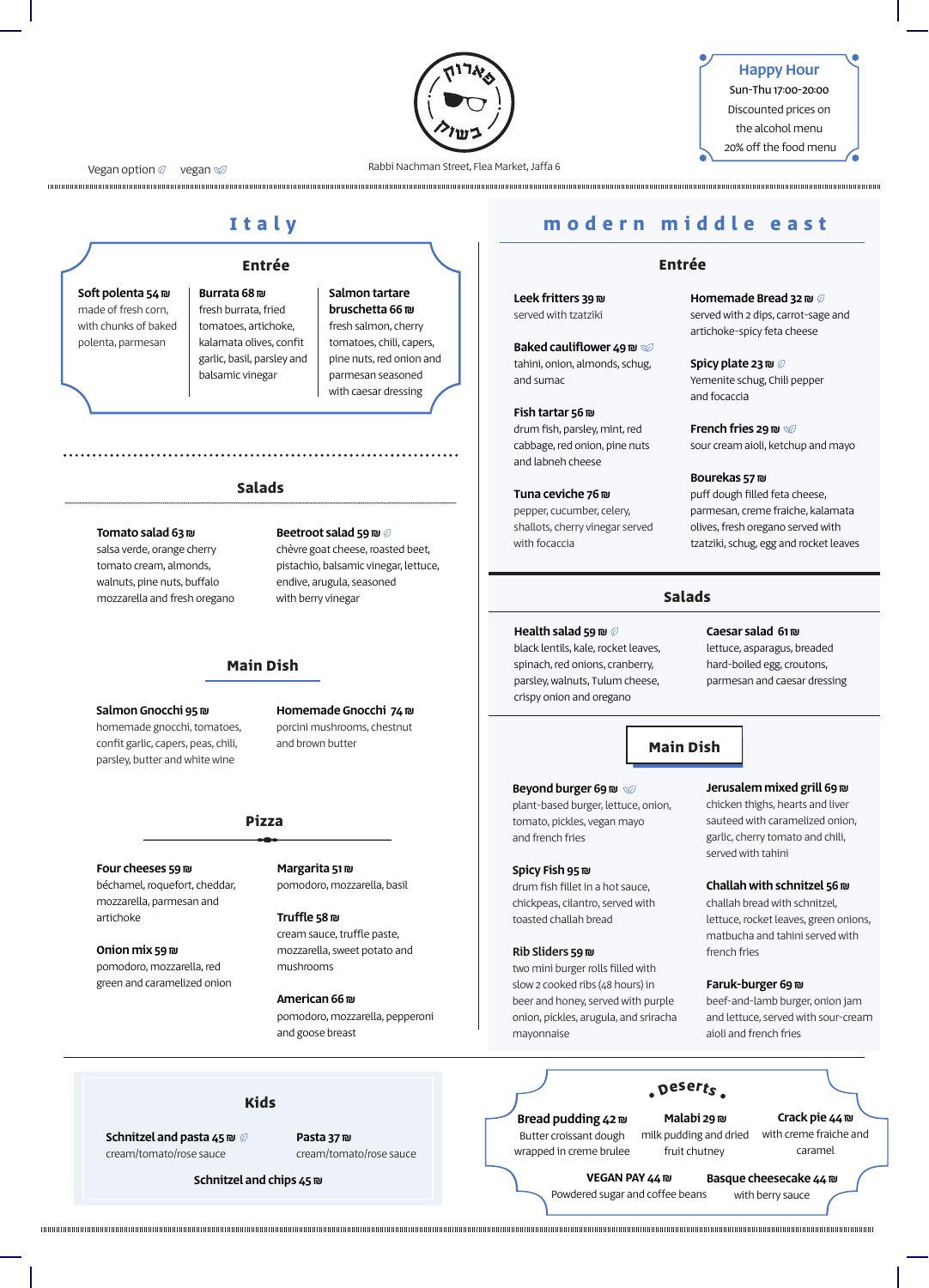פארוק בשוק

Vegan option 🍃 vegan 🍃🍃

Rabbi Nachman Street, Flea Market, Jaffa 6

**Happy Hour**
Sun-Thu 17:00-20:00
Discounted prices on the alcohol menu
20% off the food menu

# Italy

## Entrée

**Soft polenta 54 ₪**
made of fresh corn, with chunks of baked polenta, parmesan

**Burrata 68 ₪**
fresh burrata, fried tomatoes, artichoke, kalamata olives, confit garlic, basil, parsley and balsamic vinegar

**Salmon tartare bruschetta 66 ₪**
fresh salmon, cherry tomatoes, chili, capers, pine nuts, red onion and parmesan seasoned with caesar dressing

## Salads

**Tomato salad 63 ₪**
salsa verde, orange cherry tomato cream, almonds, walnuts, pine nuts, buffalo mozzarella and fresh oregano

**Beetroot salad 59 ₪** 🍃
chèvre goat cheese, roasted beet, pistachio, balsamic vinegar, lettuce, endive, arugula, seasoned with berry vinegar

## Main Dish

**Salmon Gnocchi 95 ₪**
homemade gnocchi, tomatoes, confit garlic, capers, peas, chili, parsley, butter and white wine

**Homemade Gnocchi 74 ₪**
porcini mushrooms, chestnut and brown butter

## Pizza

**Four cheeses 59 ₪**
béchamel, roquefort, cheddar, mozzarella, parmesan and artichoke

**Onion mix 59 ₪**
pomodoro, mozzarella, red green and caramelized onion

**Margarita 51 ₪**
pomodoro, mozzarella, basil

**Truffle 58 ₪**
cream sauce, truffle paste, mozzarella, sweet potato and mushrooms

**American 66 ₪**
pomodoro, mozzarella, pepperoni and goose breast

# modern middle east

## Entrée

**Leek fritters 39 ₪**
served with tzatziki

**Baked cauliflower 49 ₪** 🍃🍃
tahini, onion, almonds, schug, and sumac

**Fish tartar 56 ₪**
drum fish, parsley, mint, red cabbage, red onion, pine nuts and labneh cheese

**Tuna ceviche 76 ₪**
pepper, cucumber, celery, shallots, cherry vinegar served with focaccia

**Homemade Bread 32 ₪** 🍃
served with 2 dips, carrot-sage and artichoke-spicy feta cheese

**Spicy plate 23 ₪** 🍃
Yemenite schug, Chili pepper and focaccia

**French fries 29 ₪** 🍃🍃
sour cream aioli, ketchup and mayo

**Bourekas 57 ₪**
puff dough filled feta cheese, parmesan, creme fraiche, kalamata olives, fresh oregano served with tzatziki, schug, egg and rocket leaves

## Salads

**Health salad 59 ₪** 🍃
black lentils, kale, rocket leaves, spinach, red onions, cranberry, parsley, walnuts, Tulum cheese, crispy onion and oregano

**Caesar salad 61 ₪**
lettuce, asparagus, breaded hard-boiled egg, croutons, parmesan and caesar dressing

## Main Dish

**Beyond burger 69 ₪** 🍃🍃
plant-based burger, lettuce, onion, tomato, pickles, vegan mayo and french fries

**Spicy Fish 95 ₪**
drum fish fillet in a hot sauce, chickpeas, cilantro, served with toasted challah bread

**Rib Sliders 59 ₪**
two mini burger rolls filled with slow 2 cooked ribs (48 hours) in beer and honey, served with purple onion, pickles, arugula, and sriracha mayonnaise

**Jerusalem mixed grill 69 ₪**
chicken thighs, hearts and liver sauteed with caramelized onion, garlic, cherry tomato and chili, served with tahini

**Challah with schnitzel 56 ₪**
challah bread with schnitzel, lettuce, rocket leaves, green onions, matbucha and tahini served with french fries

**Faruk-burger 69 ₪**
beef-and-lamb burger, onion jam and lettuce, served with sour-cream aioli and french fries

## Kids

**Schnitzel and pasta 45 ₪** 🍃
cream/tomato/rose sauce

**Pasta 37 ₪**
cream/tomato/rose sauce

**Schnitzel and chips 45 ₪**

## Deserts

**Bread pudding 42 ₪**
Butter croissant dough wrapped in creme brulee

**Malabi 29 ₪**
milk pudding and dried fruit chutney

**Crack pie 44 ₪**
with creme fraiche and caramel

**VEGAN PAY 44 ₪**
Powdered sugar and coffee beans

**Basque cheesecake 44 ₪**
with berry sauce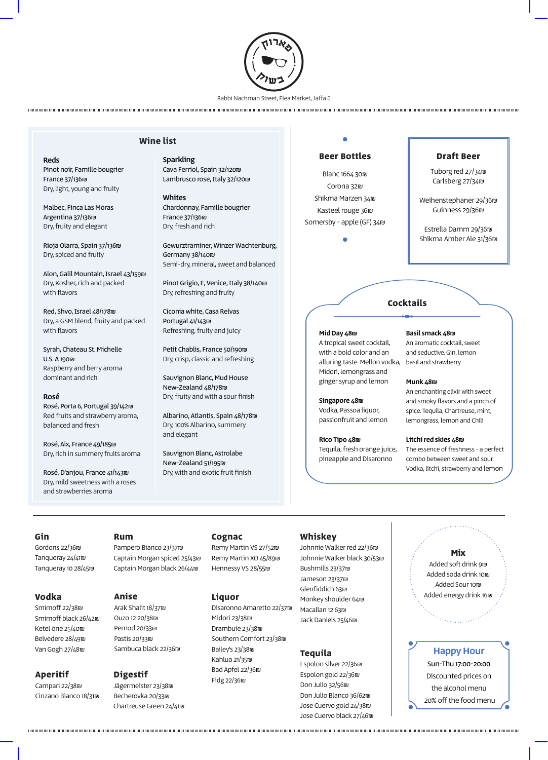פארוק בשוק

Rabbi Nachman Street, Flea Market, Jaffa 6

## Wine list

### Reds

Pinot noir, Famille bougrier
France 37/136₪
Dry, light, young and fruity

Malbec, Finca Las Moras
Argentina 37/136₪
Dry, fruity and elegant

Rioja Olarra, Spain 37/136₪
Dry, spiced and fruity

Alon, Galil Mountain, Israel 43/159₪
Dry, Kosher, rich and packed with flavors

Red, Shvo, Israel 48/178₪
Dry, a GSM blend, fruity and packed with flavors

Syrah, Chateau St. Michelle
U.S. A 190₪
Raspberry and berry aroma dominant and rich

### Rosé

Rosé, Porta 6, Portugal 39/142₪
Red fruits and strawberry aroma, balanced and fresh

Rosé, Aix, France 49/185₪
Dry, rich in summery fruits aroma

Rosé, D'anjou, France 41/143₪
Dry, mild sweetness with a roses and strawberries aroma

### Sparkling

Cava Ferriol, Spain 32/120₪
Lambrusco rose, Italy 32/120₪

### Whites

Chardonnay, Famille bougrier
France 37/136₪
Dry, fresh and rich

Gewurztraminer, Winzer Wachtenburg, Germany 38/140₪
Semi-dry, mineral, sweet and balanced

Pinot Grigio, E, Venice, Italy 38/140₪
Dry, refreshing and fruity

Ciconia white, Casa Relvas
Portugal 41/143₪
Refreshing, fruity and juicy

Petit Chablis, France 50/190₪
Dry, crisp, classic and refreshing

Sauvignon Blanc, Mud House
New-Zealand 48/178₪
Dry, fruity and with a sour finish

Albarino, Atlantis, Spain 48/178₪
Dry, 100% Albarino, summery and elegant

Sauvignon Blanc, Astrolabe
New-Zealand 51/195₪
Dry, with and exotic fruit finish

## Beer Bottles

Blanc 1664 30₪
Corona 32₪
Shikma Marzen 34₪
Kasteel rouge 36₪
Somersby - apple (GF) 34₪

## Draft Beer

Tuborg red 27/34₪
Carlsberg 27/34₪

Weihenstephaner 29/36₪
Guinness 29/36₪

Estrella Damm 29/36₪
Shikma Amber Ale 31/36₪

## Cocktails

**Mid Day 48₪**
A tropical sweet cocktail, with a bold color and an alluring taste. Mellon vodka, Midori, lemongrass and ginger syrup and lemon

**Singapore 48₪**
Vodka, Passoa liquor, passionfruit and lemon

**Rico Tipo 48₪**
Tequila, fresh orange juice, pineapple and Disaronno

**Basil smack 48₪**
An aromatic cocktail, sweet and seductive. Gin, lemon basil and strawberry

**Munk 48₪**
An enchanting elixir with sweet and smoky flavors and a pinch of spice. Tequila, Chartreuse, mint, lemongrass, lemon and Chili

**Litchi red skies 48₪**
The essence of freshness - a perfect combo between sweet and sour. Vodka, litchi, strawberry and lemon

### Gin

Gordons 22/36₪
Tanqueray 24/41₪
Tanqueray 10 28/45₪

### Vodka

Smirnoff 22/38₪
Smirnoff black 26/42₪
Ketel one 25/40₪
Belvedere 28/49₪
Van Gogh 27/48₪

### Aperitif

Campari 22/38₪
Cinzano Bianco 18/31₪

### Rum

Pampero Bianco 23/37₪
Captain Morgan spiced 25/43₪
Captain Morgan black 26/44₪

### Anise

Arak Shalit 18/37₪
Ouzo 12 20/38₪
Pernod 20/33₪
Pastis 20/33₪
Sambuca black 22/36₪

### Digestif

Jägermeister 23/38₪
Becherovka 20/33₪
Chartreuse Green 24/41₪

### Cognac

Remy Martin VS 27/52₪
Remy Martin XO 45/89₪
Hennessy VS 28/55₪

### Liquor

Disaronno Amaretto 22/37₪
Midori 23/38₪
Drambuie 23/38₪
Southern Comfort 23/38₪
Bailey's 23/38₪
Kahlua 21/35₪
Bad Apfel 22/36₪
Fidg 22/36₪

### Whiskey

Johnnie Walker red 22/36₪
Johnnie Walker black 30/53₪
Bushmills 23/37₪
Jameson 23/37₪
Glenfiddich 63₪
Monkey shoulder 64₪
Macallan 12 63₪
Jack Daniels 25/46₪

### Tequila

Espolon silver 22/36₪
Espolon gold 22/36₪
Don Julio 32/56₪
Don Julio Blanco 36/62₪
Jose Cuervo gold 24/38₪
Jose Cuervo black 27/46₪

### Mix

Added soft drink 9₪
Added soda drink 10₪
Added Sour 10₪
Added energy drink 16₪

### Happy Hour

Sun-Thu 17:00-20:00
Discounted prices on the alcohol menu
20% off the food menu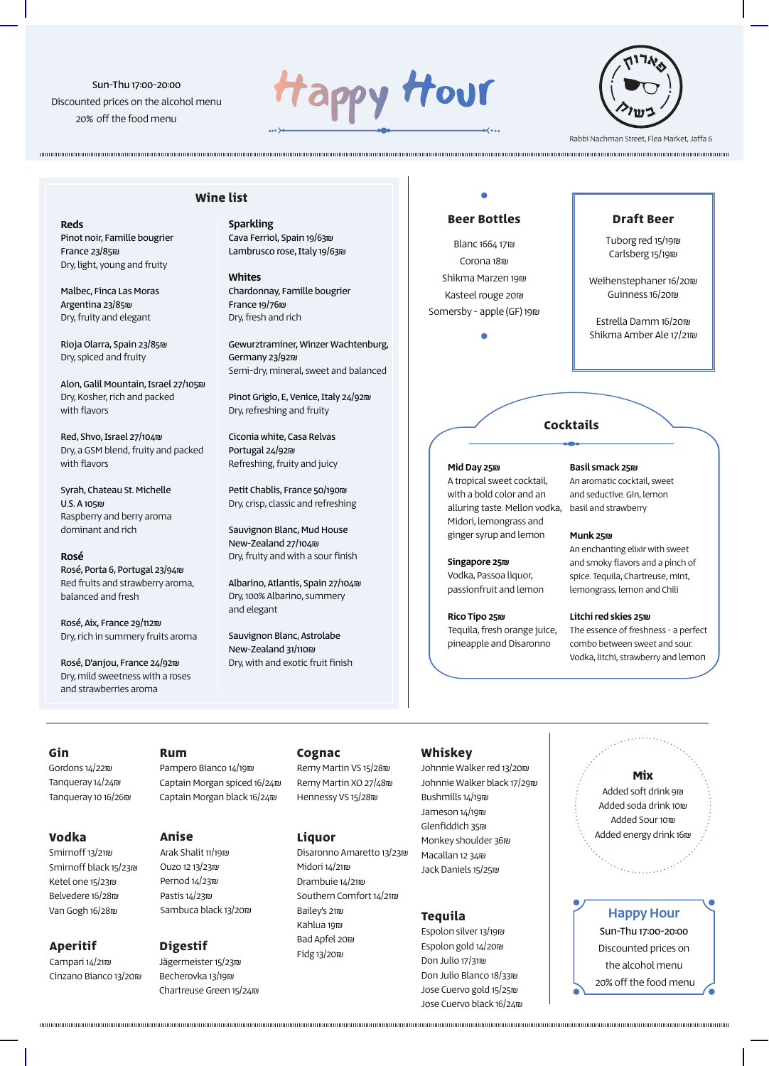Sun-Thu 17:00-20:00
Discounted prices on the alcohol menu
20% off the food menu

# Happy Hour

פארוק בשוק

Rabbi Nachman Street, Flea Market, Jaffa 6

## Wine list

### Reds

Pinot noir, Famille bougrier
France 23/85₪
Dry, light, young and fruity

Malbec, Finca Las Moras
Argentina 23/85₪
Dry, fruity and elegant

Rioja Olarra, Spain 23/85₪
Dry, spiced and fruity

Alon, Galil Mountain, Israel 27/105₪
Dry, Kosher, rich and packed with flavors

Red, Shvo, Israel 27/104₪
Dry, a GSM blend, fruity and packed with flavors

Syrah, Chateau St. Michelle
U.S. A 105₪
Raspberry and berry aroma dominant and rich

### Rosé

Rosé, Porta 6, Portugal 23/94₪
Red fruits and strawberry aroma, balanced and fresh

Rosé, Aix, France 29/112₪
Dry, rich in summery fruits aroma

Rosé, D'anjou, France 24/92₪
Dry, mild sweetness with a roses and strawberries aroma

### Sparkling

Cava Ferriol, Spain 19/63₪
Lambrusco rose, Italy 19/63₪

### Whites

Chardonnay, Famille bougrier
France 19/76₪
Dry, fresh and rich

Gewurztraminer, Winzer Wachtenburg, Germany 23/92₪
Semi-dry, mineral, sweet and balanced

Pinot Grigio, E, Venice, Italy 24/92₪
Dry, refreshing and fruity

Ciconia white, Casa Relvas
Portugal 24/92₪
Refreshing, fruity and juicy

Petit Chablis, France 50/190₪
Dry, crisp, classic and refreshing

Sauvignon Blanc, Mud House
New-Zealand 27/104₪
Dry, fruity and with a sour finish

Albarino, Atlantis, Spain 27/104₪
Dry, 100% Albarino, summery and elegant

Sauvignon Blanc, Astrolabe
New-Zealand 31/110₪
Dry, with and exotic fruit finish

## Beer Bottles

Blanc 1664 17₪
Corona 18₪
Shikma Marzen 19₪
Kasteel rouge 20₪
Somersby - apple (GF) 19₪

## Draft Beer

Tuborg red 15/19₪
Carlsberg 15/19₪

Weihenstephaner 16/20₪
Guinness 16/20₪

Estrella Damm 16/20₪
Shikma Amber Ale 17/21₪

## Cocktails

**Mid Day 25₪**
A tropical sweet cocktail, with a bold color and an alluring taste. Mellon vodka, Midori, lemongrass and ginger syrup and lemon

**Singapore 25₪**
Vodka, Passoa liquor, passionfruit and lemon

**Rico Tipo 25₪**
Tequila, fresh orange juice, pineapple and Disaronno

**Basil smack 25₪**
An aromatic cocktail, sweet and seductive. Gin, lemon basil and strawberry

**Munk 25₪**
An enchanting elixir with sweet and smoky flavors and a pinch of spice. Tequila, Chartreuse, mint, lemongrass, lemon and Chili

**Litchi red skies 25₪**
The essence of freshness - a perfect combo between sweet and sour. Vodka, litchi, strawberry and lemon

### Gin

Gordons 14/22₪
Tanqueray 14/24₪
Tanqueray 10 16/26₪

### Vodka

Smirnoff 13/21₪
Smirnoff black 15/23₪
Ketel one 15/23₪
Belvedere 16/28₪
Van Gogh 16/28₪

### Aperitif

Campari 14/21₪
Cinzano Bianco 13/20₪

### Rum

Pampero Bianco 14/19₪
Captain Morgan spiced 16/24₪
Captain Morgan black 16/24₪

### Anise

Arak Shalit 11/19₪
Ouzo 12 13/23₪
Pernod 14/23₪
Pastis 14/23₪
Sambuca black 13/20₪

### Digestif

Jägermeister 15/23₪
Becherovka 13/19₪
Chartreuse Green 15/24₪

### Cognac

Remy Martin VS 15/28₪
Remy Martin XO 27/48₪
Hennessy VS 15/28₪

### Liquor

Disaronno Amaretto 13/23₪
Midori 14/21₪
Drambuie 14/21₪
Southern Comfort 14/21₪
Bailey's 21₪
Kahlua 19₪
Bad Apfel 20₪
Fidg 13/20₪

### Whiskey

Johnnie Walker red 13/20₪
Johnnie Walker black 17/29₪
Bushmills 14/19₪
Jameson 14/19₪
Glenfiddich 35₪
Monkey shoulder 36₪
Macallan 12 34₪
Jack Daniels 15/25₪

### Tequila

Espolon silver 13/19₪
Espolon gold 14/20₪
Don Julio 17/31₪
Don Julio Blanco 18/33₪
Jose Cuervo gold 15/25₪
Jose Cuervo black 16/24₪

### Mix

Added soft drink 9₪
Added soda drink 10₪
Added Sour 10₪
Added energy drink 16₪

### Happy Hour

Sun-Thu 17:00-20:00
Discounted prices on the alcohol menu
20% off the food menu